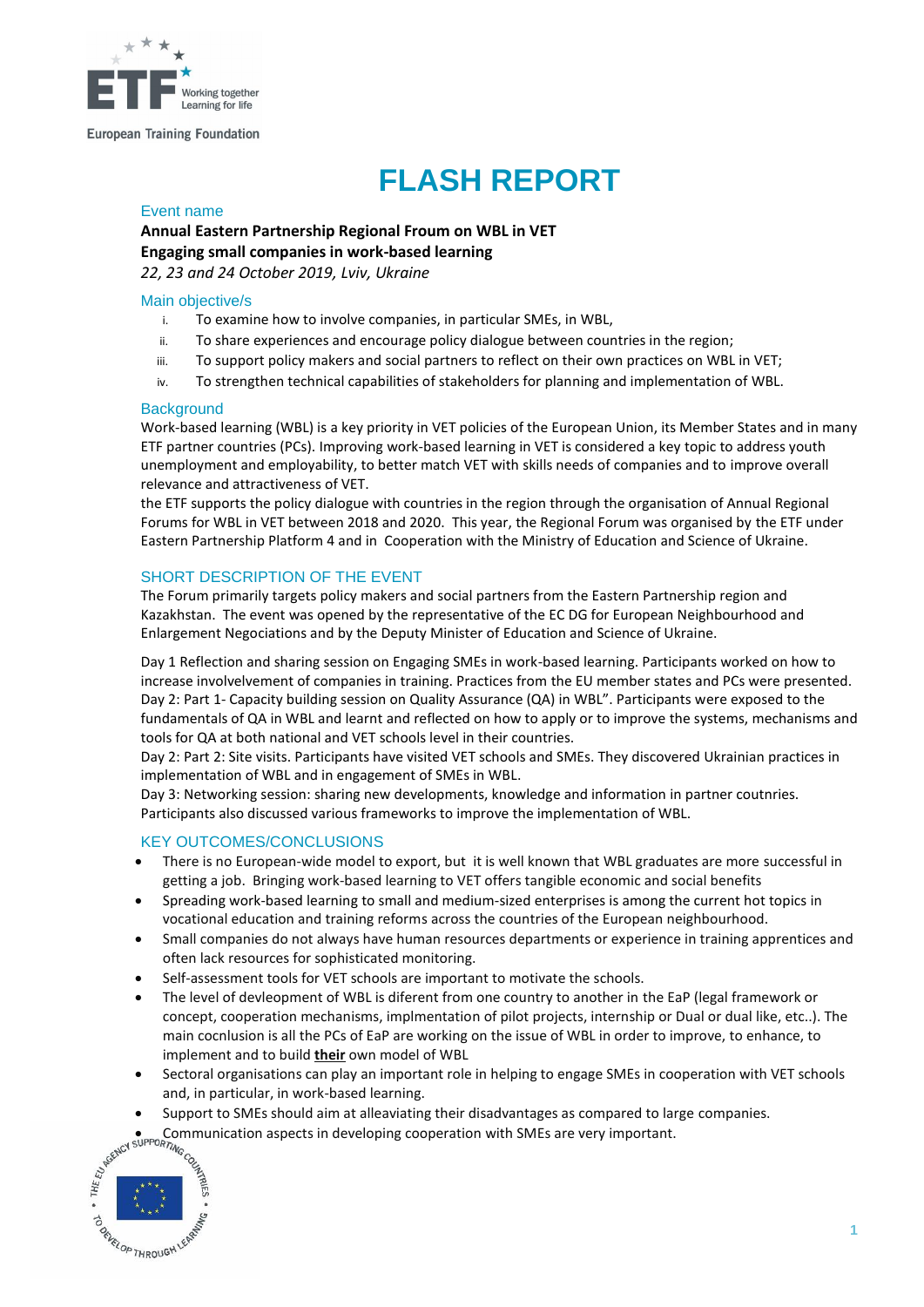# FLASH REPORT

## Event name

**Annual Eastern Partnership Regional Froum on WBL in VET**
**Engaging small companies in work-based learning**
*22, 23 and 24 October 2019, Lviv, Ukraine*

## Main objective/s

- i. To examine how to involve companies, in particular SMEs, in WBL,
- ii. To share experiences and encourage policy dialogue between countries in the region;
- iii. To support policy makers and social partners to reflect on their own practices on WBL in VET;
- iv. To strengthen technical capabilities of stakeholders for planning and implementation of WBL.

## Background

Work-based learning (WBL) is a key priority in VET policies of the European Union, its Member States and in many ETF partner countries (PCs). Improving work-based learning in VET is considered a key topic to address youth unemployment and employability, to better match VET with skills needs of companies and to improve overall relevance and attractiveness of VET.

the ETF supports the policy dialogue with countries in the region through the organisation of Annual Regional Forums for WBL in VET between 2018 and 2020. This year, the Regional Forum was organised by the ETF under Eastern Partnership Platform 4 and in Cooperation with the Ministry of Education and Science of Ukraine.

## SHORT DESCRIPTION OF THE EVENT

The Forum primarily targets policy makers and social partners from the Eastern Partnership region and Kazakhstan. The event was opened by the representative of the EC DG for European Neighbourhood and Enlargement Negociations and by the Deputy Minister of Education and Science of Ukraine.

Day 1 Reflection and sharing session on Engaging SMEs in work-based learning. Participants worked on how to increase involvelvement of companies in training. Practices from the EU member states and PCs were presented.
Day 2: Part 1- Capacity building session on Quality Assurance (QA) in WBL". Participants were exposed to the fundamentals of QA in WBL and learnt and reflected on how to apply or to improve the systems, mechanisms and tools for QA at both national and VET schools level in their countries.
Day 2: Part 2: Site visits. Participants have visited VET schools and SMEs. They discovered Ukrainian practices in implementation of WBL and in engagement of SMEs in WBL.
Day 3: Networking session: sharing new developments, knowledge and information in partner coutnries. Participants also discussed various frameworks to improve the implementation of WBL.

## KEY OUTCOMES/CONCLUSIONS

- There is no European-wide model to export, but it is well known that WBL graduates are more successful in getting a job. Bringing work-based learning to VET offers tangible economic and social benefits
- Spreading work-based learning to small and medium-sized enterprises is among the current hot topics in vocational education and training reforms across the countries of the European neighbourhood.
- Small companies do not always have human resources departments or experience in training apprentices and often lack resources for sophisticated monitoring.
- Self-assessment tools for VET schools are important to motivate the schools.
- The level of devleopment of WBL is diferent from one country to another in the EaP (legal framework or concept, cooperation mechanisms, implmentation of pilot projects, internship or Dual or dual like, etc..). The main cocnlusion is all the PCs of EaP are working on the issue of WBL in order to improve, to enhance, to implement and to build ***their*** own model of WBL
- Sectoral organisations can play an important role in helping to engage SMEs in cooperation with VET schools and, in particular, in work-based learning.
- Support to SMEs should aim at alleaviating their disadvantages as compared to large companies.
- Communication aspects in developing cooperation with SMEs are very important.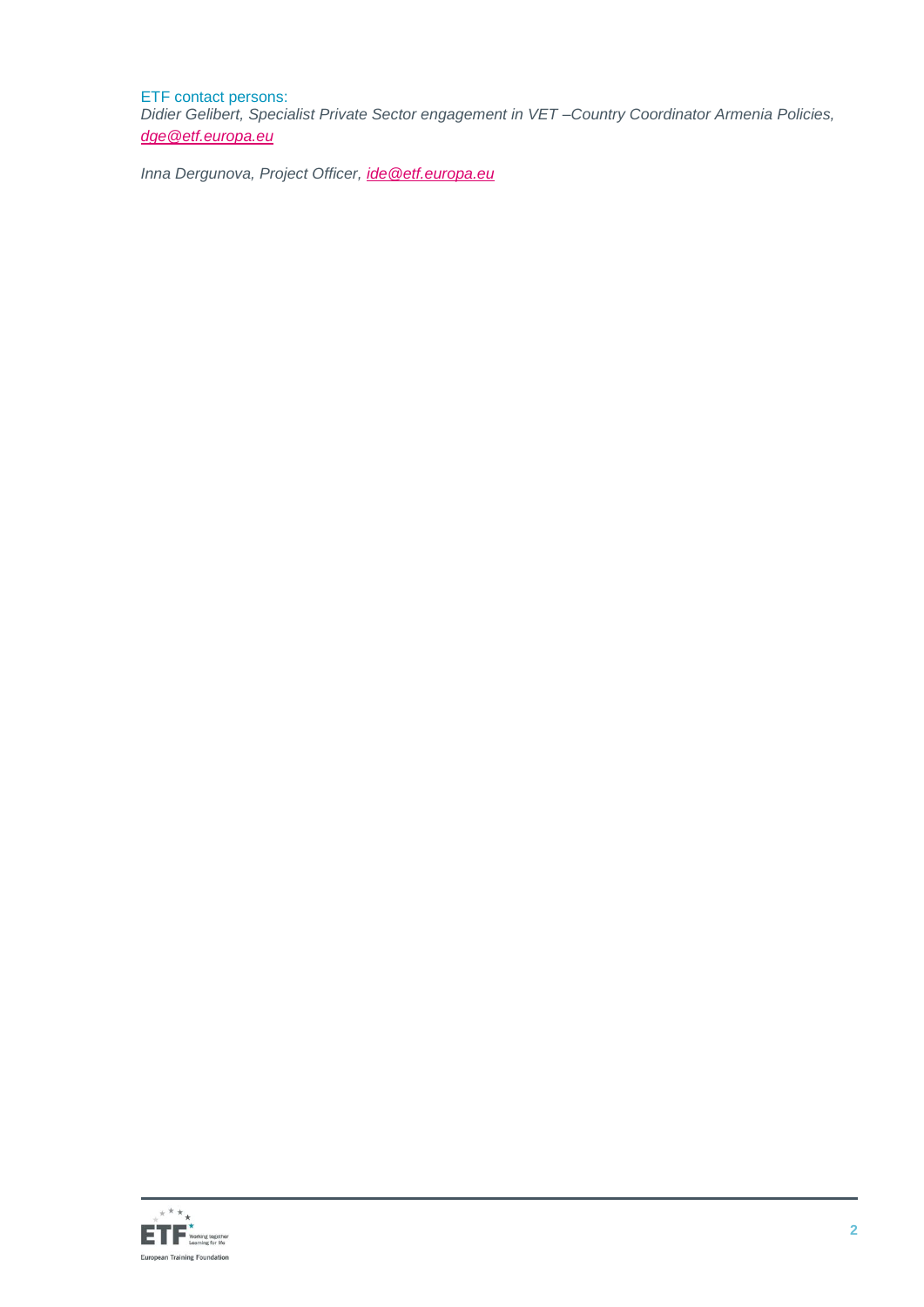ETF contact persons:

*Didier Gelibert, Specialist Private Sector engagement in VET –Country Coordinator Armenia Policies, dge@etf.europa.eu*

*Inna Dergunova, Project Officer, ide@etf.europa.eu*